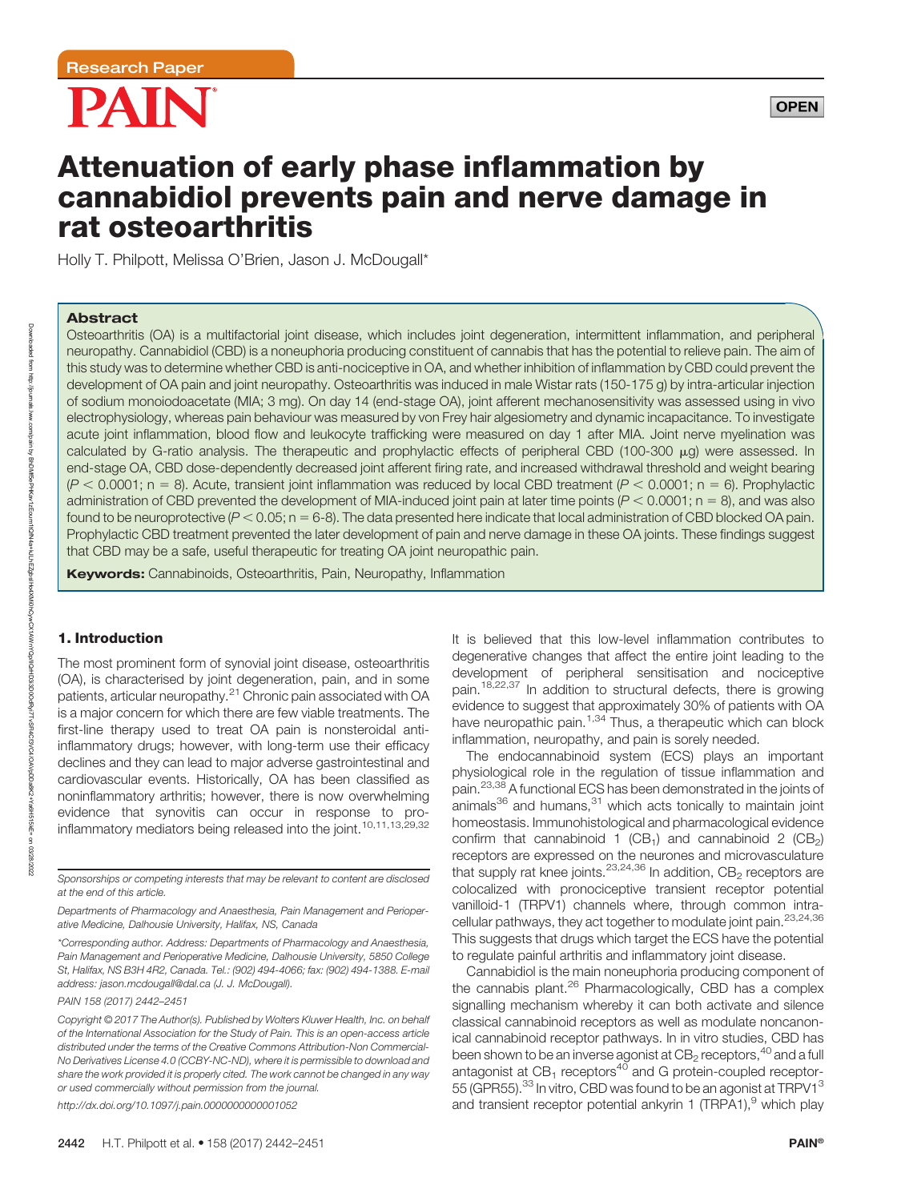Research Paper

# Attenuation of early phase inflammation by cannabidiol prevents pain and nerve damage in rat osteoarthritis

Holly T. Philpott, Melissa O'Brien, Jason J. McDougall*

## Abstract

Osteoarthritis (OA) is a multifactorial joint disease, which includes joint degeneration, intermittent inflammation, and peripheral neuropathy. Cannabidiol (CBD) is a noneuphoria producing constituent of cannabis that has the potential to relieve pain. The aim of this study was to determine whether CBD is anti-nociceptive in OA, and whether inhibition of inflammation by CBD could prevent the development of OA pain and joint neuropathy. Osteoarthritis was induced in male Wistar rats (150-175 g) by intra-articular injection of sodium monoiodoacetate (MIA; 3 mg). On day 14 (end-stage OA), joint afferent mechanosensitivity was assessed using in vivo electrophysiology, whereas pain behaviour was measured by von Frey hair algesiometry and dynamic incapacitance. To investigate acute joint inflammation, blood flow and leukocyte trafficking were measured on day 1 after MIA. Joint nerve myelination was calculated by G-ratio analysis. The therapeutic and prophylactic effects of peripheral CBD (100-300 μg) were assessed. In end-stage OA, CBD dose-dependently decreased joint afferent firing rate, and increased withdrawal threshold and weight bearing ($P < 0.0001$; n = 8). Acute, transient joint inflammation was reduced by local CBD treatment ($P < 0.0001$; n = 6). Prophylactic administration of CBD prevented the development of MIA-induced joint pain at later time points ($P < 0.0001$; n = 8), and was also found to be neuroprotective ($P < 0.05$; n = 6-8). The data presented here indicate that local administration of CBD blocked OA pain. Prophylactic CBD treatment prevented the later development of pain and nerve damage in these OA joints. These findings suggest that CBD may be a safe, useful therapeutic for treating OA joint neuropathic pain.

**Keywords:** Cannabinoids, Osteoarthritis, Pain, Neuropathy, Inflammation

## 1. Introduction

The most prominent form of synovial joint disease, osteoarthritis (OA), is characterised by joint degeneration, pain, and in some patients, articular neuropathy.[21] Chronic pain associated with OA is a major concern for which there are few viable treatments. The first-line therapy used to treat OA pain is nonsteroidal anti-inflammatory drugs; however, with long-term use their efficacy declines and they can lead to major adverse gastrointestinal and cardiovascular events. Historically, OA has been classified as noninflammatory arthritis; however, there is now overwhelming evidence that synovitis can occur in response to pro-inflammatory mediators being released into the joint.[10,11,13,29,32] It is believed that this low-level inflammation contributes to degenerative changes that affect the entire joint leading to the development of peripheral sensitisation and nociceptive pain.[18,22,37] In addition to structural defects, there is growing evidence to suggest that approximately 30% of patients with OA have neuropathic pain.[1,34] Thus, a therapeutic which can block inflammation, neuropathy, and pain is sorely needed.

The endocannabinoid system (ECS) plays an important physiological role in the regulation of tissue inflammation and pain.[23,38] A functional ECS has been demonstrated in the joints of animals[36] and humans,[31] which acts tonically to maintain joint homeostasis. Immunohistological and pharmacological evidence confirm that cannabinoid 1 ($CB_1$) and cannabinoid 2 ($CB_2$) receptors are expressed on the neurones and microvasculature that supply rat knee joints.[23,24,36] In addition, $CB_2$ receptors are colocalized with pronociceptive transient receptor potential vanilloid-1 (TRPV1) channels where, through common intracellular pathways, they act together to modulate joint pain.[23,24,36] This suggests that drugs which target the ECS have the potential to regulate painful arthritis and inflammatory joint disease.

Cannabidiol is the main noneuphoria producing component of the cannabis plant.[26] Pharmacologically, CBD has a complex signalling mechanism whereby it can both activate and silence classical cannabinoid receptors as well as modulate noncanonical cannabinoid receptor pathways. In in vitro studies, CBD has been shown to be an inverse agonist at $CB_2$ receptors,[40] and a full antagonist at $CB_1$ receptors[40] and G protein-coupled receptor-55 (GPR55).[33] In vitro, CBD was found to be an agonist at TRPV1[3] and transient receptor potential ankyrin 1 (TRPA1),[9] which play

---

Sponsorships or competing interests that may be relevant to content are disclosed at the end of this article.

Departments of Pharmacology and Anaesthesia, Pain Management and Perioperative Medicine, Dalhousie University, Halifax, NS, Canada

*Corresponding author. Address: Departments of Pharmacology and Anaesthesia, Pain Management and Perioperative Medicine, Dalhousie University, 5850 College St, Halifax, NS B3H 4R2, Canada. Tel.: (902) 494-4066; fax: (902) 494-1388. E-mail address: jason.mcdougall@dal.ca (J. J. McDougall).

PAIN 158 (2017) 2442–2451

Copyright © 2017 The Author(s). Published by Wolters Kluwer Health, Inc. on behalf of the International Association for the Study of Pain. This is an open-access article distributed under the terms of the Creative Commons Attribution-Non Commercial-No Derivatives License 4.0 (CCBY-NC-ND), where it is permissible to download and share the work provided it is properly cited. The work cannot be changed in any way or used commercially without permission from the journal.

http://dx.doi.org/10.1097/j.pain.0000000000001052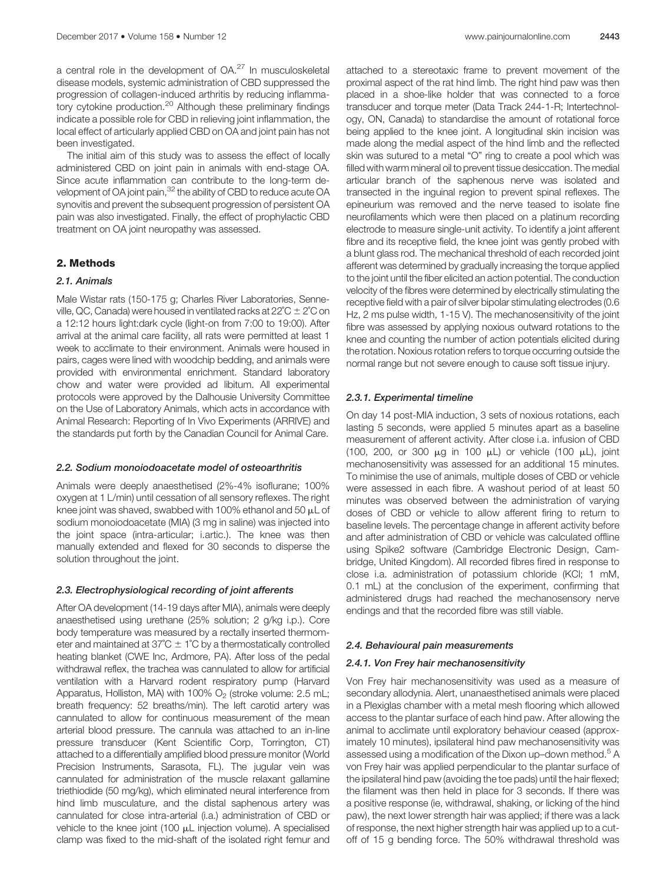a central role in the development of OA.[27] In musculoskeletal disease models, systemic administration of CBD suppressed the progression of collagen-induced arthritis by reducing inflammatory cytokine production.[20] Although these preliminary findings indicate a possible role for CBD in relieving joint inflammation, the local effect of articularly applied CBD on OA and joint pain has not been investigated.

The initial aim of this study was to assess the effect of locally administered CBD on joint pain in animals with end-stage OA. Since acute inflammation can contribute to the long-term development of OA joint pain,[32] the ability of CBD to reduce acute OA synovitis and prevent the subsequent progression of persistent OA pain was also investigated. Finally, the effect of prophylactic CBD treatment on OA joint neuropathy was assessed.

## 2. Methods

### 2.1. Animals

Male Wistar rats (150-175 g; Charles River Laboratories, Senneville, QC, Canada) were housed in ventilated racks at 22°C ± 2°C on a 12:12 hours light:dark cycle (light-on from 7:00 to 19:00). After arrival at the animal care facility, all rats were permitted at least 1 week to acclimate to their environment. Animals were housed in pairs, cages were lined with woodchip bedding, and animals were provided with environmental enrichment. Standard laboratory chow and water were provided ad libitum. All experimental protocols were approved by the Dalhousie University Committee on the Use of Laboratory Animals, which acts in accordance with Animal Research: Reporting of In Vivo Experiments (ARRIVE) and the standards put forth by the Canadian Council for Animal Care.

### 2.2. Sodium monoiodoacetate model of osteoarthritis

Animals were deeply anaesthetised (2%-4% isoflurane; 100% oxygen at 1 L/min) until cessation of all sensory reflexes. The right knee joint was shaved, swabbed with 100% ethanol and 50 μL of sodium monoiodoacetate (MIA) (3 mg in saline) was injected into the joint space (intra-articular; i.artic.). The knee was then manually extended and flexed for 30 seconds to disperse the solution throughout the joint.

### 2.3. Electrophysiological recording of joint afferents

After OA development (14-19 days after MIA), animals were deeply anaesthetised using urethane (25% solution; 2 g/kg i.p.). Core body temperature was measured by a rectally inserted thermometer and maintained at 37°C ± 1°C by a thermostatically controlled heating blanket (CWE Inc, Ardmore, PA). After loss of the pedal withdrawal reflex, the trachea was cannulated to allow for artificial ventilation with a Harvard rodent respiratory pump (Harvard Apparatus, Holliston, MA) with 100% $O_2$ (stroke volume: 2.5 mL; breath frequency: 52 breaths/min). The left carotid artery was cannulated to allow for continuous measurement of the mean arterial blood pressure. The cannula was attached to an in-line pressure transducer (Kent Scientific Corp, Torrington, CT) attached to a differentially amplified blood pressure monitor (World Precision Instruments, Sarasota, FL). The jugular vein was cannulated for administration of the muscle relaxant gallamine triethiodide (50 mg/kg), which eliminated neural interference from hind limb musculature, and the distal saphenous artery was cannulated for close intra-arterial (i.a.) administration of CBD or vehicle to the knee joint (100 μL injection volume). A specialised clamp was fixed to the mid-shaft of the isolated right femur and attached to a stereotaxic frame to prevent movement of the proximal aspect of the rat hind limb. The right hind paw was then placed in a shoe-like holder that was connected to a force transducer and torque meter (Data Track 244-1-R; Intertechnology, ON, Canada) to standardise the amount of rotational force being applied to the knee joint. A longitudinal skin incision was made along the medial aspect of the hind limb and the reflected skin was sutured to a metal "O" ring to create a pool which was filled with warm mineral oil to prevent tissue desiccation. The medial articular branch of the saphenous nerve was isolated and transected in the inguinal region to prevent spinal reflexes. The epineurium was removed and the nerve teased to isolate fine neurofilaments which were then placed on a platinum recording electrode to measure single-unit activity. To identify a joint afferent fibre and its receptive field, the knee joint was gently probed with a blunt glass rod. The mechanical threshold of each recorded joint afferent was determined by gradually increasing the torque applied to the joint until the fiber elicited an action potential. The conduction velocity of the fibres were determined by electrically stimulating the receptive field with a pair of silver bipolar stimulating electrodes (0.6 Hz, 2 ms pulse width, 1-15 V). The mechanosensitivity of the joint fibre was assessed by applying noxious outward rotations to the knee and counting the number of action potentials elicited during the rotation. Noxious rotation refers to torque occurring outside the normal range but not severe enough to cause soft tissue injury.

#### 2.3.1. Experimental timeline

On day 14 post-MIA induction, 3 sets of noxious rotations, each lasting 5 seconds, were applied 5 minutes apart as a baseline measurement of afferent activity. After close i.a. infusion of CBD (100, 200, or 300 μg in 100 μL) or vehicle (100 μL), joint mechanosensitivity was assessed for an additional 15 minutes. To minimise the use of animals, multiple doses of CBD or vehicle were assessed in each fibre. A washout period of at least 50 minutes was observed between the administration of varying doses of CBD or vehicle to allow afferent firing to return to baseline levels. The percentage change in afferent activity before and after administration of CBD or vehicle was calculated offline using Spike2 software (Cambridge Electronic Design, Cambridge, United Kingdom). All recorded fibres fired in response to close i.a. administration of potassium chloride (KCl; 1 mM, 0.1 mL) at the conclusion of the experiment, confirming that administered drugs had reached the mechanosensory nerve endings and that the recorded fibre was still viable.

### 2.4. Behavioural pain measurements

#### 2.4.1. Von Frey hair mechanosensitivity

Von Frey hair mechanosensitivity was used as a measure of secondary allodynia. Alert, unanaesthetised animals were placed in a Plexiglas chamber with a metal mesh flooring which allowed access to the plantar surface of each hind paw. After allowing the animal to acclimate until exploratory behaviour ceased (approximately 10 minutes), ipsilateral hind paw mechanosensitivity was assessed using a modification of the Dixon up–down method.[5] A von Frey hair was applied perpendicular to the plantar surface of the ipsilateral hind paw (avoiding the toe pads) until the hair flexed; the filament was then held in place for 3 seconds. If there was a positive response (ie, withdrawal, shaking, or licking of the hind paw), the next lower strength hair was applied; if there was a lack of response, the next higher strength hair was applied up to a cut-off of 15 g bending force. The 50% withdrawal threshold was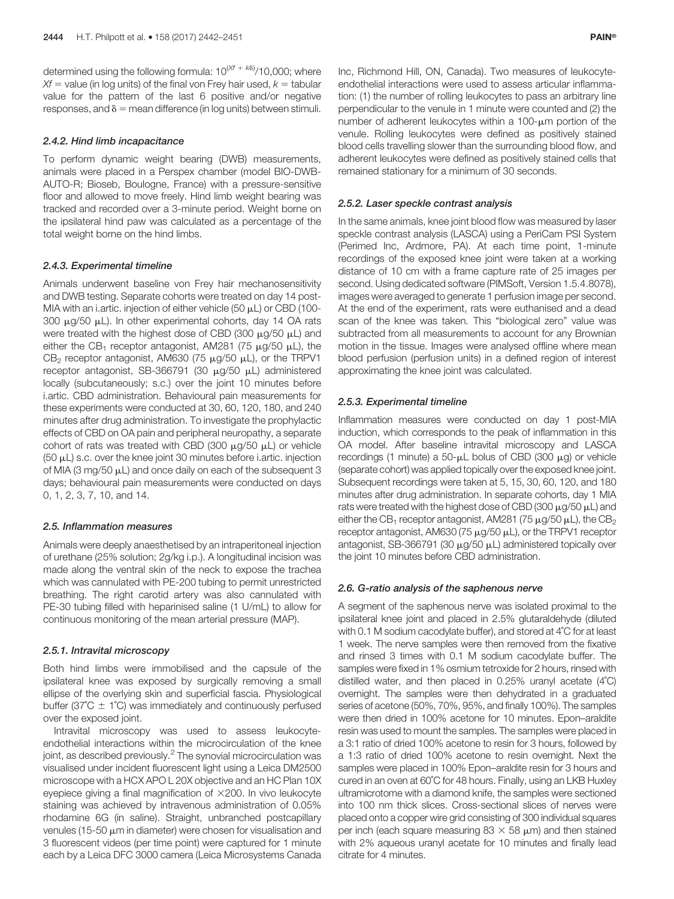determined using the following formula: $10^{(Xf + k\delta)}/10{,}000$; where $Xf$ = value (in log units) of the final von Frey hair used, $k$ = tabular value for the pattern of the last 6 positive and/or negative responses, and $\delta$ = mean difference (in log units) between stimuli.

#### 2.4.2. Hind limb incapacitance

To perform dynamic weight bearing (DWB) measurements, animals were placed in a Perspex chamber (model BIO-DWB-AUTO-R; Bioseb, Boulogne, France) with a pressure-sensitive floor and allowed to move freely. Hind limb weight bearing was tracked and recorded over a 3-minute period. Weight borne on the ipsilateral hind paw was calculated as a percentage of the total weight borne on the hind limbs.

#### 2.4.3. Experimental timeline

Animals underwent baseline von Frey hair mechanosensitivity and DWB testing. Separate cohorts were treated on day 14 post-MIA with an i.artic. injection of either vehicle (50 μL) or CBD (100-300 μg/50 μL). In other experimental cohorts, day 14 OA rats were treated with the highest dose of CBD (300 μg/50 μL) and either the $CB_1$ receptor antagonist, AM281 (75 μg/50 μL), the $CB_2$ receptor antagonist, AM630 (75 μg/50 μL), or the TRPV1 receptor antagonist, SB-366791 (30 μg/50 μL) administered locally (subcutaneously; s.c.) over the joint 10 minutes before i.artic. CBD administration. Behavioural pain measurements for these experiments were conducted at 30, 60, 120, 180, and 240 minutes after drug administration. To investigate the prophylactic effects of CBD on OA pain and peripheral neuropathy, a separate cohort of rats was treated with CBD (300 μg/50 μL) or vehicle (50 μL) s.c. over the knee joint 30 minutes before i.artic. injection of MIA (3 mg/50 μL) and once daily on each of the subsequent 3 days; behavioural pain measurements were conducted on days 0, 1, 2, 3, 7, 10, and 14.

### 2.5. Inflammation measures

Animals were deeply anaesthetised by an intraperitoneal injection of urethane (25% solution; 2g/kg i.p.). A longitudinal incision was made along the ventral skin of the neck to expose the trachea which was cannulated with PE-200 tubing to permit unrestricted breathing. The right carotid artery was also cannulated with PE-30 tubing filled with heparinised saline (1 U/mL) to allow for continuous monitoring of the mean arterial pressure (MAP).

#### 2.5.1. Intravital microscopy

Both hind limbs were immobilised and the capsule of the ipsilateral knee was exposed by surgically removing a small ellipse of the overlying skin and superficial fascia. Physiological buffer (37°C ± 1°C) was immediately and continuously perfused over the exposed joint.

Intravital microscopy was used to assess leukocyte-endothelial interactions within the microcirculation of the knee joint, as described previously.[2] The synovial microcirculation was visualised under incident fluorescent light using a Leica DM2500 microscope with a HCX APO L 20X objective and an HC Plan 10X eyepiece giving a final magnification of ×200. In vivo leukocyte staining was achieved by intravenous administration of 0.05% rhodamine 6G (in saline). Straight, unbranched postcapillary venules (15-50 μm in diameter) were chosen for visualisation and 3 fluorescent videos (per time point) were captured for 1 minute each by a Leica DFC 3000 camera (Leica Microsystems Canada Inc, Richmond Hill, ON, Canada). Two measures of leukocyte-endothelial interactions were used to assess articular inflammation: (1) the number of rolling leukocytes to pass an arbitrary line perpendicular to the venule in 1 minute were counted and (2) the number of adherent leukocytes within a 100-μm portion of the venule. Rolling leukocytes were defined as positively stained blood cells travelling slower than the surrounding blood flow, and adherent leukocytes were defined as positively stained cells that remained stationary for a minimum of 30 seconds.

#### 2.5.2. Laser speckle contrast analysis

In the same animals, knee joint blood flow was measured by laser speckle contrast analysis (LASCA) using a PeriCam PSI System (Perimed Inc, Ardmore, PA). At each time point, 1-minute recordings of the exposed knee joint were taken at a working distance of 10 cm with a frame capture rate of 25 images per second. Using dedicated software (PIMSoft, Version 1.5.4.8078), images were averaged to generate 1 perfusion image per second. At the end of the experiment, rats were euthanised and a dead scan of the knee was taken. This "biological zero" value was subtracted from all measurements to account for any Brownian motion in the tissue. Images were analysed offline where mean blood perfusion (perfusion units) in a defined region of interest approximating the knee joint was calculated.

#### 2.5.3. Experimental timeline

Inflammation measures were conducted on day 1 post-MIA induction, which corresponds to the peak of inflammation in this OA model. After baseline intravital microscopy and LASCA recordings (1 minute) a 50-μL bolus of CBD (300 μg) or vehicle (separate cohort) was applied topically over the exposed knee joint. Subsequent recordings were taken at 5, 15, 30, 60, 120, and 180 minutes after drug administration. In separate cohorts, day 1 MIA rats were treated with the highest dose of CBD (300 μg/50 μL) and either the $CB_1$ receptor antagonist, AM281 (75 μg/50 μL), the $CB_2$ receptor antagonist, AM630 (75 μg/50 μL), or the TRPV1 receptor antagonist, SB-366791 (30 μg/50 μL) administered topically over the joint 10 minutes before CBD administration.

### 2.6. G-ratio analysis of the saphenous nerve

A segment of the saphenous nerve was isolated proximal to the ipsilateral knee joint and placed in 2.5% glutaraldehyde (diluted with 0.1 M sodium cacodylate buffer), and stored at 4°C for at least 1 week. The nerve samples were then removed from the fixative and rinsed 3 times with 0.1 M sodium cacodylate buffer. The samples were fixed in 1% osmium tetroxide for 2 hours, rinsed with distilled water, and then placed in 0.25% uranyl acetate (4°C) overnight. The samples were then dehydrated in a graduated series of acetone (50%, 70%, 95%, and finally 100%). The samples were then dried in 100% acetone for 10 minutes. Epon–araldite resin was used to mount the samples. The samples were placed in a 3:1 ratio of dried 100% acetone to resin for 3 hours, followed by a 1:3 ratio of dried 100% acetone to resin overnight. Next the samples were placed in 100% Epon–araldite resin for 3 hours and cured in an oven at 60°C for 48 hours. Finally, using an LKB Huxley ultramicrotome with a diamond knife, the samples were sectioned into 100 nm thick slices. Cross-sectional slices of nerves were placed onto a copper wire grid consisting of 300 individual squares per inch (each square measuring 83 × 58 μm) and then stained with 2% aqueous uranyl acetate for 10 minutes and finally lead citrate for 4 minutes.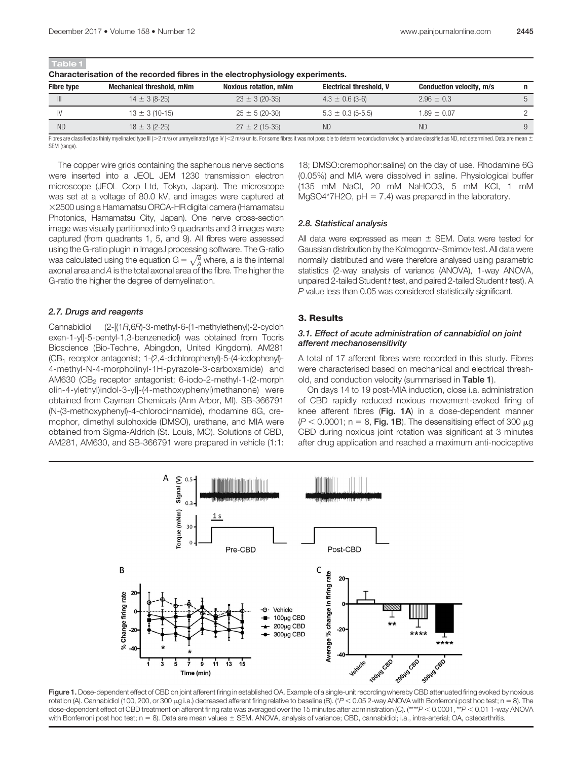**Table 1**

**Characterisation of the recorded fibres in the electrophysiology experiments.**

| Fibre type | Mechanical threshold, mNm | Noxious rotation, mNm | Electrical threshold, V | Conduction velocity, m/s | n |
|---|---|---|---|---|---|
| III | 14 ± 3 (8-25) | 23 ± 3 (20-35) | 4.3 ± 0.6 (3-6) | 2.96 ± 0.3 | 5 |
| IV | 13 ± 3 (10-15) | 25 ± 5 (20-30) | 5.3 ± 0.3 (5-5.5) | 1.89 ± 0.07 | 2 |
| ND | 18 ± 3 (2-25) | 27 ± 2 (15-35) | ND | ND | 9 |

Fibres are classified as thinly myelinated type III (>2 m/s) or unmyelinated type IV (<2 m/s) units. For some fibres it was not possible to determine conduction velocity and are classified as ND, not determined. Data are mean ± SEM (range).

The copper wire grids containing the saphenous nerve sections were inserted into a JEOL JEM 1230 transmission electron microscope (JEOL Corp Ltd, Tokyo, Japan). The microscope was set at a voltage of 80.0 kV, and images were captured at ×2500 using a Hamamatsu ORCA-HR digital camera (Hamamatsu Photonics, Hamamatsu City, Japan). One nerve cross-section image was visually partitioned into 9 quadrants and 3 images were captured (from quadrants 1, 5, and 9). All fibres were assessed using the G-ratio plugin in ImageJ processing software. The G-ratio was calculated using the equation $G = \sqrt{\frac{a}{A}}$ where, *a* is the internal axonal area and *A* is the total axonal area of the fibre. The higher the G-ratio the higher the degree of demyelination.

### 2.7. Drugs and reagents

Cannabidiol (2-[(1*R*,6*R*)-3-methyl-6-(1-methylethenyl)-2-cyclohexen-1-yl]-5-pentyl-1,3-benzenediol) was obtained from Tocris Bioscience (Bio-Techne, Abingdon, United Kingdom). AM281 ($CB_1$ receptor antagonist; 1-(2,4-dichlorophenyl)-5-(4-iodophenyl)-4-methyl-N-4-morpholinyl-1H-pyrazole-3-carboxamide) and AM630 ($CB_2$ receptor antagonist; 6-iodo-2-methyl-1-(2-morpholin-4-ylethyl)indol-3-yl]-(4-methoxyphenyl)methanone) were obtained from Cayman Chemicals (Ann Arbor, MI). SB-366791 (N-(3-methoxyphenyl)-4-chlorocinnamide), rhodamine 6G, cremophor, dimethyl sulphoxide (DMSO), urethane, and MIA were obtained from Sigma-Aldrich (St. Louis, MO). Solutions of CBD, AM281, AM630, and SB-366791 were prepared in vehicle (1:1:18; DMSO:cremophor:saline) on the day of use. Rhodamine 6G (0.05%) and MIA were dissolved in saline. Physiological buffer (135 mM NaCl, 20 mM $NaHCO_3$, 5 mM KCl, 1 mM $MgSO_4{*}7H_2O$, pH = 7.4) was prepared in the laboratory.

### 2.8. Statistical analysis

All data were expressed as mean ± SEM. Data were tested for Gaussian distribution by the Kolmogorov–Smirnov test. All data were normally distributed and were therefore analysed using parametric statistics (2-way analysis of variance (ANOVA), 1-way ANOVA, unpaired 2-tailed Student *t* test, and paired 2-tailed Student *t* test). A *P* value less than 0.05 was considered statistically significant.

## 3. Results

### 3.1. Effect of acute administration of cannabidiol on joint afferent mechanosensitivity

A total of 17 afferent fibres were recorded in this study. Fibres were characterised based on mechanical and electrical threshold, and conduction velocity (summarised in **Table 1**).

On days 14 to 19 post-MIA induction, close i.a. administration of CBD rapidly reduced noxious movement-evoked firing of knee afferent fibres (**Fig. 1A**) in a dose-dependent manner ($P < 0.0001$; n = 8, **Fig. 1B**). The desensitising effect of 300 μg CBD during noxious joint rotation was significant at 3 minutes after drug application and reached a maximum anti-nociceptive

Figure 1. Dose-dependent effect of CBD on joint afferent firing in established OA. Example of a single-unit recording whereby CBD attenuated firing evoked by noxious rotation (A). Cannabidiol (100, 200, or 300 μg i.a.) decreased afferent firing relative to baseline (B). (*$P < 0.05$ 2-way ANOVA with Bonferroni post hoc test; n = 8). The dose-dependent effect of CBD treatment on afferent firing rate was averaged over the 15 minutes after administration (C). (****$P < 0.0001$, **$P < 0.01$ 1-way ANOVA with Bonferroni post hoc test; n = 8). Data are mean values ± SEM. ANOVA, analysis of variance; CBD, cannabidiol; i.a., intra-arterial; OA, osteoarthritis.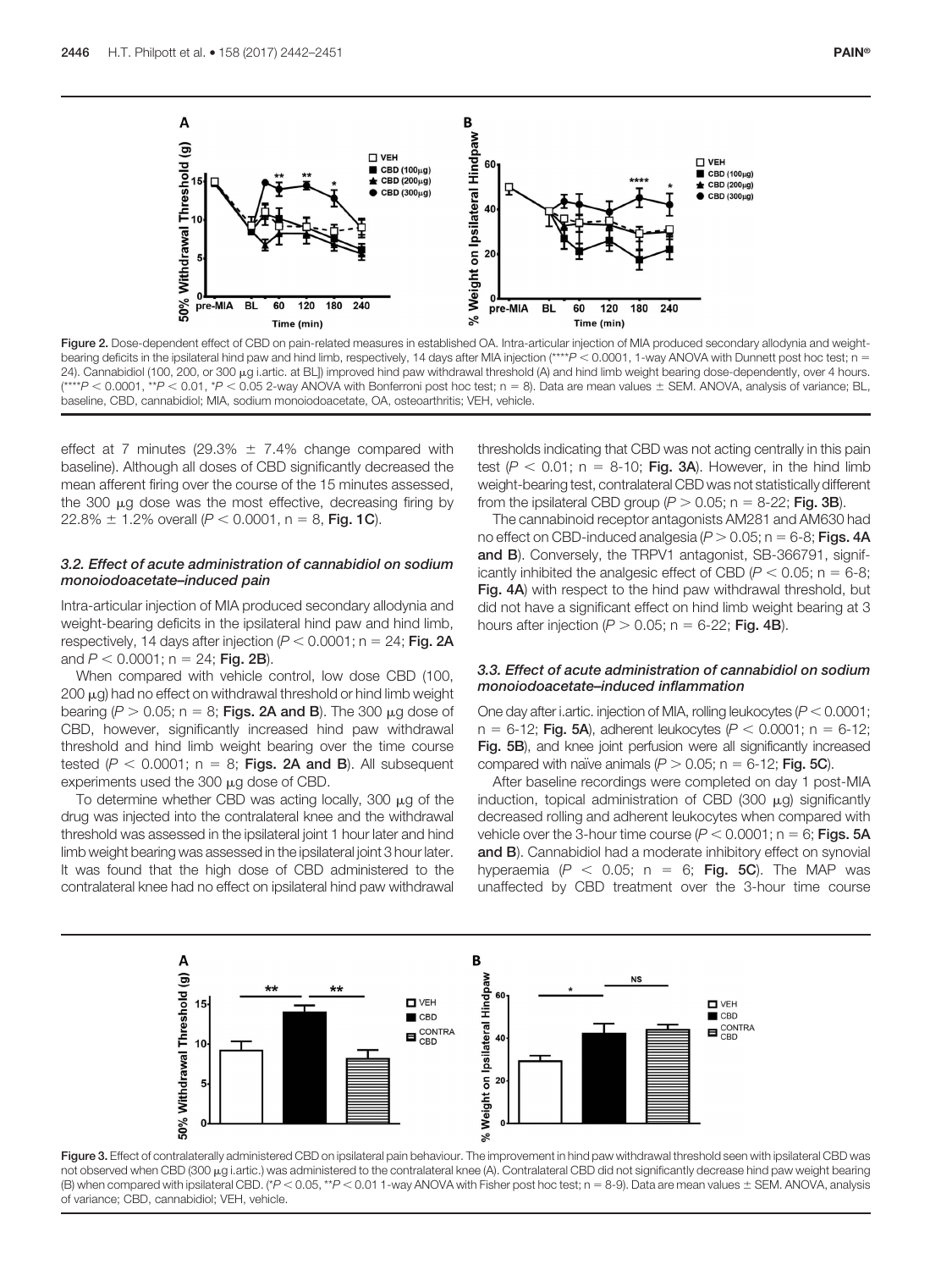Figure 2. Dose-dependent effect of CBD on pain-related measures in established OA. Intra-articular injection of MIA produced secondary allodynia and weight-bearing deficits in the ipsilateral hind paw and hind limb, respectively, 14 days after MIA injection (****$P < 0.0001$, 1-way ANOVA with Dunnett post hoc test; n = 24). Cannabidiol (100, 200, or 300 μg i.artic. at BL]) improved hind paw withdrawal threshold (A) and hind limb weight bearing dose-dependently, over 4 hours. (****$P < 0.0001$, **$P < 0.01$, *$P < 0.05$ 2-way ANOVA with Bonferroni post hoc test; n = 8). Data are mean values ± SEM. ANOVA, analysis of variance; BL, baseline, CBD, cannabidiol; MIA, sodium monoiodoacetate, OA, osteoarthritis; VEH, vehicle.

effect at 7 minutes (29.3% ± 7.4% change compared with baseline). Although all doses of CBD significantly decreased the mean afferent firing over the course of the 15 minutes assessed, the 300 μg dose was the most effective, decreasing firing by 22.8% ± 1.2% overall ($P < 0.0001$, n = 8, **Fig. 1C**).

### 3.2. Effect of acute administration of cannabidiol on sodium monoiodoacetate–induced pain

Intra-articular injection of MIA produced secondary allodynia and weight-bearing deficits in the ipsilateral hind paw and hind limb, respectively, 14 days after injection ($P < 0.0001$; n = 24; **Fig. 2A** and $P < 0.0001$; n = 24; **Fig. 2B**).

When compared with vehicle control, low dose CBD (100, 200 μg) had no effect on withdrawal threshold or hind limb weight bearing ($P > 0.05$; n = 8; **Figs. 2A and B**). The 300 μg dose of CBD, however, significantly increased hind paw withdrawal threshold and hind limb weight bearing over the time course tested ($P < 0.0001$; n = 8; **Figs. 2A and B**). All subsequent experiments used the 300 μg dose of CBD.

To determine whether CBD was acting locally, 300 μg of the drug was injected into the contralateral knee and the withdrawal threshold was assessed in the ipsilateral joint 1 hour later and hind limb weight bearing was assessed in the ipsilateral joint 3 hour later. It was found that the high dose of CBD administered to the contralateral knee had no effect on ipsilateral hind paw withdrawal thresholds indicating that CBD was not acting centrally in this pain test ($P < 0.01$; n = 8-10; **Fig. 3A**). However, in the hind limb weight-bearing test, contralateral CBD was not statistically different from the ipsilateral CBD group ($P > 0.05$; n = 8-22; **Fig. 3B**).

The cannabinoid receptor antagonists AM281 and AM630 had no effect on CBD-induced analgesia ($P > 0.05$; n = 6-8; **Figs. 4A and B**). Conversely, the TRPV1 antagonist, SB-366791, significantly inhibited the analgesic effect of CBD ($P < 0.05$; n = 6-8; **Fig. 4A**) with respect to the hind paw withdrawal threshold, but did not have a significant effect on hind limb weight bearing at 3 hours after injection ($P > 0.05$; n = 6-22; **Fig. 4B**).

### 3.3. Effect of acute administration of cannabidiol on sodium monoiodoacetate–induced inflammation

One day after i.artic. injection of MIA, rolling leukocytes ($P < 0.0001$; n = 6-12; **Fig. 5A**), adherent leukocytes ($P < 0.0001$; n = 6-12; **Fig. 5B**), and knee joint perfusion were all significantly increased compared with naïve animals ($P > 0.05$; n = 6-12; **Fig. 5C**).

After baseline recordings were completed on day 1 post-MIA induction, topical administration of CBD (300 μg) significantly decreased rolling and adherent leukocytes when compared with vehicle over the 3-hour time course ($P < 0.0001$; n = 6; **Figs. 5A and B**). Cannabidiol had a moderate inhibitory effect on synovial hyperaemia ($P < 0.05$; n = 6; **Fig. 5C**). The MAP was unaffected by CBD treatment over the 3-hour time course

Figure 3. Effect of contralaterally administered CBD on ipsilateral pain behaviour. The improvement in hind paw withdrawal threshold seen with ipsilateral CBD was not observed when CBD (300 μg i.artic.) was administered to the contralateral knee (A). Contralateral CBD did not significantly decrease hind paw weight bearing (B) when compared with ipsilateral CBD. (*$P < 0.05$, **$P < 0.01$ 1-way ANOVA with Fisher post hoc test; n = 8-9). Data are mean values ± SEM. ANOVA, analysis of variance; CBD, cannabidiol; VEH, vehicle.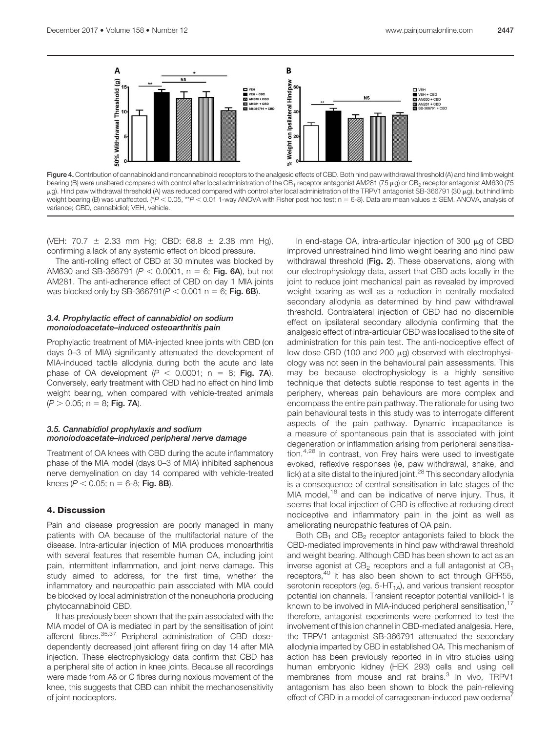Figure 4. Contribution of cannabinoid and noncannabinoid receptors to the analgesic effects of CBD. Both hind paw withdrawal threshold (A) and hind limb weight bearing (B) were unaltered compared with control after local administration of the $CB_1$ receptor antagonist AM281 (75 μg) or $CB_2$ receptor antagonist AM630 (75 μg). Hind paw withdrawal threshold (A) was reduced compared with control after local administration of the TRPV1 antagonist SB-366791 (30 μg), but hind limb weight bearing (B) was unaffected. (* $P < 0.05$, ** $P < 0.01$ 1-way ANOVA with Fisher post hoc test; n = 6-8). Data are mean values ± SEM. ANOVA, analysis of variance; CBD, cannabidiol; VEH, vehicle.

(VEH: 70.7 ± 2.33 mm Hg; CBD: 68.8 ± 2.38 mm Hg), confirming a lack of any systemic effect on blood pressure.

The anti-rolling effect of CBD at 30 minutes was blocked by AM630 and SB-366791 ($P < 0.0001$, n = 6; **Fig. 6A**), but not AM281. The anti-adherence effect of CBD on day 1 MIA joints was blocked only by SB-366791($P < 0.001$ n = 6; **Fig. 6B**).

### 3.4. Prophylactic effect of cannabidiol on sodium monoiodoacetate–induced osteoarthritis pain

Prophylactic treatment of MIA-injected knee joints with CBD (on days 0–3 of MIA) significantly attenuated the development of MIA-induced tactile allodynia during both the acute and late phase of OA development ($P < 0.0001$; n = 8; **Fig. 7A**). Conversely, early treatment with CBD had no effect on hind limb weight bearing, when compared with vehicle-treated animals ($P > 0.05$; n = 8; **Fig. 7A**).

### 3.5. Cannabidiol prophylaxis and sodium monoiodoacetate–induced peripheral nerve damage

Treatment of OA knees with CBD during the acute inflammatory phase of the MIA model (days 0–3 of MIA) inhibited saphenous nerve demyelination on day 14 compared with vehicle-treated knees ($P < 0.05$; n = 6-8; **Fig. 8B**).

## 4. Discussion

Pain and disease progression are poorly managed in many patients with OA because of the multifactorial nature of the disease. Intra-articular injection of MIA produces monoarthritis with several features that resemble human OA, including joint pain, intermittent inflammation, and joint nerve damage. This study aimed to address, for the first time, whether the inflammatory and neuropathic pain associated with MIA could be blocked by local administration of the noneuphoria producing phytocannabinoid CBD.

It has previously been shown that the pain associated with the MIA model of OA is mediated in part by the sensitisation of joint afferent fibres.[35,37] Peripheral administration of CBD dose-dependently decreased joint afferent firing on day 14 after MIA injection. These electrophysiology data confirm that CBD has a peripheral site of action in knee joints. Because all recordings were made from Aδ or C fibres during noxious movement of the knee, this suggests that CBD can inhibit the mechanosensitivity of joint nociceptors.

In end-stage OA, intra-articular injection of 300 μg of CBD improved unrestrained hind limb weight bearing and hind paw withdrawal threshold (**Fig. 2**). These observations, along with our electrophysiology data, assert that CBD acts locally in the joint to reduce joint mechanical pain as revealed by improved weight bearing as well as a reduction in centrally mediated secondary allodynia as determined by hind paw withdrawal threshold. Contralateral injection of CBD had no discernible effect on ipsilateral secondary allodynia confirming that the analgesic effect of intra-articular CBD was localised to the site of administration for this pain test. The anti-nociceptive effect of low dose CBD (100 and 200 μg) observed with electrophysiology was not seen in the behavioural pain assessments. This may be because electrophysiology is a highly sensitive technique that detects subtle response to test agents in the periphery, whereas pain behaviours are more complex and encompass the entire pain pathway. The rationale for using two pain behavioural tests in this study was to interrogate different aspects of the pain pathway. Dynamic incapacitance is a measure of spontaneous pain that is associated with joint degeneration or inflammation arising from peripheral sensitisation.[4,28] In contrast, von Frey hairs were used to investigate evoked, reflexive responses (ie, paw withdrawal, shake, and lick) at a site distal to the injured joint.[28] This secondary allodynia is a consequence of central sensitisation in late stages of the MIA model,[16] and can be indicative of nerve injury. Thus, it seems that local injection of CBD is effective at reducing direct nociceptive and inflammatory pain in the joint as well as ameliorating neuropathic features of OA pain.

Both $CB_1$ and $CB_2$ receptor antagonists failed to block the CBD-mediated improvements in hind paw withdrawal threshold and weight bearing. Although CBD has been shown to act as an inverse agonist at $CB_2$ receptors and a full antagonist at $CB_1$ receptors,[40] it has also been shown to act through GPR55, serotonin receptors (eg, 5-$HT_{1A}$), and various transient receptor potential ion channels. Transient receptor potential vanilloid-1 is known to be involved in MIA-induced peripheral sensitisation,[17] therefore, antagonist experiments were performed to test the involvement of this ion channel in CBD-mediated analgesia. Here, the TRPV1 antagonist SB-366791 attenuated the secondary allodynia imparted by CBD in established OA. This mechanism of action has been previously reported in in vitro studies using human embryonic kidney (HEK 293) cells and using cell membranes from mouse and rat brains.[3] In vivo, TRPV1 antagonism has also been shown to block the pain-relieving effect of CBD in a model of carrageenan-induced paw oedema[7]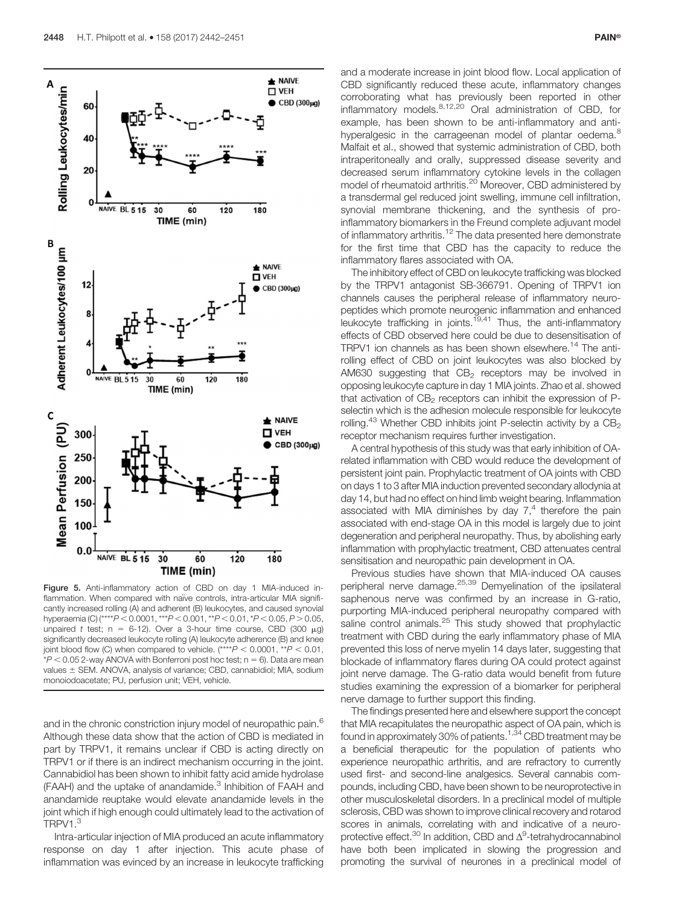Figure 5. Anti-inflammatory action of CBD on day 1 MIA-induced inflammation. When compared with naïve controls, intra-articular MIA significantly increased rolling (A) and adherent (B) leukocytes, and caused synovial hyperaemia (C) (****$P < 0.0001$, ***$P < 0.001$, **$P < 0.01$, *$P < 0.05$, $P > 0.05$, unpaired $t$ test; $n = 6$-12). Over a 3-hour time course, CBD (300 μg) significantly decreased leukocyte rolling (A) leukocyte adherence (B) and knee joint blood flow (C) when compared to vehicle. (****$P < 0.0001$, **$P < 0.01$, *$P < 0.05$ 2-way ANOVA with Bonferroni post hoc test; $n = 6$). Data are mean values ± SEM. ANOVA, analysis of variance; CBD, cannabidiol; MIA, sodium monoiodoacetate; PU, perfusion unit; VEH, vehicle.

and in the chronic constriction injury model of neuropathic pain.[6] Although these data show that the action of CBD is mediated in part by TRPV1, it remains unclear if CBD is acting directly on TRPV1 or if there is an indirect mechanism occurring in the joint. Cannabidiol has been shown to inhibit fatty acid amide hydrolase (FAAH) and the uptake of anandamide.[3] Inhibition of FAAH and anandamide reuptake would elevate anandamide levels in the joint which if high enough could ultimately lead to the activation of TRPV1.[3]

Intra-articular injection of MIA produced an acute inflammatory response on day 1 after injection. This acute phase of inflammation was evinced by an increase in leukocyte trafficking and a moderate increase in joint blood flow. Local application of CBD significantly reduced these acute, inflammatory changes corroborating what has previously been reported in other inflammatory models.[8,12,20] Oral administration of CBD, for example, has been shown to be anti-inflammatory and anti-hyperalgesic in the carrageenan model of plantar oedema.[8] Malfait et al., showed that systemic administration of CBD, both intraperitoneally and orally, suppressed disease severity and decreased serum inflammatory cytokine levels in the collagen model of rheumatoid arthritis.[20] Moreover, CBD administered by a transdermal gel reduced joint swelling, immune cell infiltration, synovial membrane thickening, and the synthesis of pro-inflammatory biomarkers in the Freund complete adjuvant model of inflammatory arthritis.[12] The data presented here demonstrate for the first time that CBD has the capacity to reduce the inflammatory flares associated with OA.

The inhibitory effect of CBD on leukocyte trafficking was blocked by the TRPV1 antagonist SB-366791. Opening of TRPV1 ion channels causes the peripheral release of inflammatory neuropeptides which promote neurogenic inflammation and enhanced leukocyte trafficking in joints.[19,41] Thus, the anti-inflammatory effects of CBD observed here could be due to desensitisation of TRPV1 ion channels as has been shown elsewhere.[14] The anti-rolling effect of CBD on joint leukocytes was also blocked by AM630 suggesting that $CB_2$ receptors may be involved in opposing leukocyte capture in day 1 MIA joints. Zhao et al. showed that activation of $CB_2$ receptors can inhibit the expression of P-selectin which is the adhesion molecule responsible for leukocyte rolling.[43] Whether CBD inhibits joint P-selectin activity by a $CB_2$ receptor mechanism requires further investigation.

A central hypothesis of this study was that early inhibition of OA-related inflammation with CBD would reduce the development of persistent joint pain. Prophylactic treatment of OA joints with CBD on days 1 to 3 after MIA induction prevented secondary allodynia at day 14, but had no effect on hind limb weight bearing. Inflammation associated with MIA diminishes by day 7,[4] therefore the pain associated with end-stage OA in this model is largely due to joint degeneration and peripheral neuropathy. Thus, by abolishing early inflammation with prophylactic treatment, CBD attenuates central sensitisation and neuropathic pain development in OA.

Previous studies have shown that MIA-induced OA causes peripheral nerve damage.[25,39] Demyelination of the ipsilateral saphenous nerve was confirmed by an increase in G-ratio, purporting MIA-induced peripheral neuropathy compared with saline control animals.[25] This study showed that prophylactic treatment with CBD during the early inflammatory phase of MIA prevented this loss of nerve myelin 14 days later, suggesting that blockade of inflammatory flares during OA could protect against joint nerve damage. The G-ratio data would benefit from future studies examining the expression of a biomarker for peripheral nerve damage to further support this finding.

The findings presented here and elsewhere support the concept that MIA recapitulates the neuropathic aspect of OA pain, which is found in approximately 30% of patients.[1,34] CBD treatment may be a beneficial therapeutic for the population of patients who experience neuropathic arthritis, and are refractory to currently used first- and second-line analgesics. Several cannabis compounds, including CBD, have been shown to be neuroprotective in other musculoskeletal disorders. In a preclinical model of multiple sclerosis, CBD was shown to improve clinical recovery and rotarod scores in animals, correlating with and indicative of a neuroprotective effect.[30] In addition, CBD and $\Delta^9$-tetrahydrocannabinol have both been implicated in slowing the progression and promoting the survival of neurones in a preclinical model of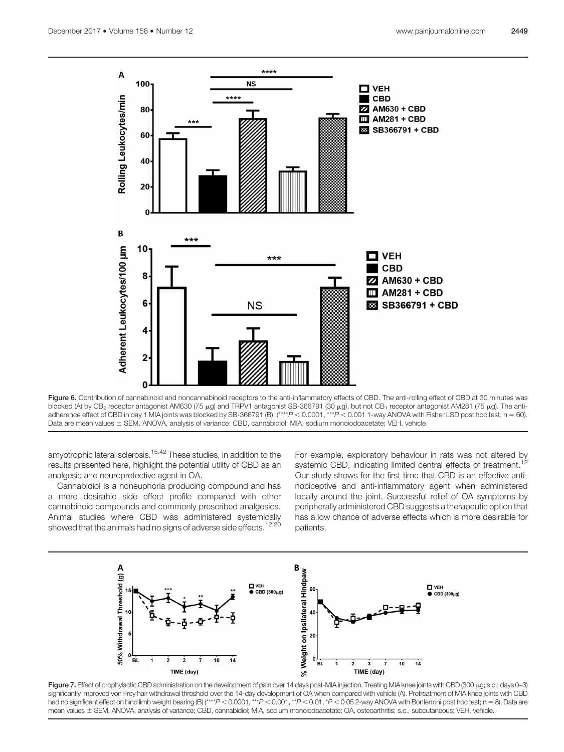Figure 6. Contribution of cannabinoid and noncannabinoid receptors to the anti-inflammatory effects of CBD. The anti-rolling effect of CBD at 30 minutes was blocked (A) by $CB_2$ receptor antagonist AM630 (75 μg) and TRPV1 antagonist SB-366791 (30 μg), but not $CB_1$ receptor antagonist AM281 (75 μg). The anti-adherence effect of CBD in day 1 MIA joints was blocked by SB-366791 (B). (**** $P < 0.0001$, *** $P < 0.001$ 1-way ANOVA with Fisher LSD post hoc test; n = 60). Data are mean values ± SEM. ANOVA, analysis of variance; CBD, cannabidiol; MIA, sodium monoiodoacetate; VEH, vehicle.

amyotrophic lateral sclerosis.[15,42] These studies, in addition to the results presented here, highlight the potential utility of CBD as an analgesic and neuroprotective agent in OA.

Cannabidiol is a noneuphoria producing compound and has a more desirable side effect profile compared with other cannabinoid compounds and commonly prescribed analgesics. Animal studies where CBD was administered systemically showed that the animals had no signs of adverse side effects.[12,20] For example, exploratory behaviour in rats was not altered by systemic CBD, indicating limited central effects of treatment.[12] Our study shows for the first time that CBD is an effective antinociceptive and anti-inflammatory agent when administered locally around the joint. Successful relief of OA symptoms by peripherally administered CBD suggests a therapeutic option that has a low chance of adverse effects which is more desirable for patients.

Figure 7. Effect of prophylactic CBD administration on the development of pain over 14 days post-MIA injection. Treating MIA knee joints with CBD (300 μg; s.c.; days 0–3) significantly improved von Frey hair withdrawal threshold over the 14-day development of OA when compared with vehicle (A). Pretreatment of MIA knee joints with CBD had no significant effect on hind limb weight bearing (B) (**** $P < 0.0001$, *** $P < 0.001$, ** $P < 0.01$, * $P < 0.05$ 2-way ANOVA with Bonferroni post hoc test; n = 8). Data are mean values ± SEM. ANOVA, analysis of variance; CBD, cannabidiol; MIA, sodium monoiodoacetate; OA, osteoarthritis; s.c., subcutaneous; VEH, vehicle.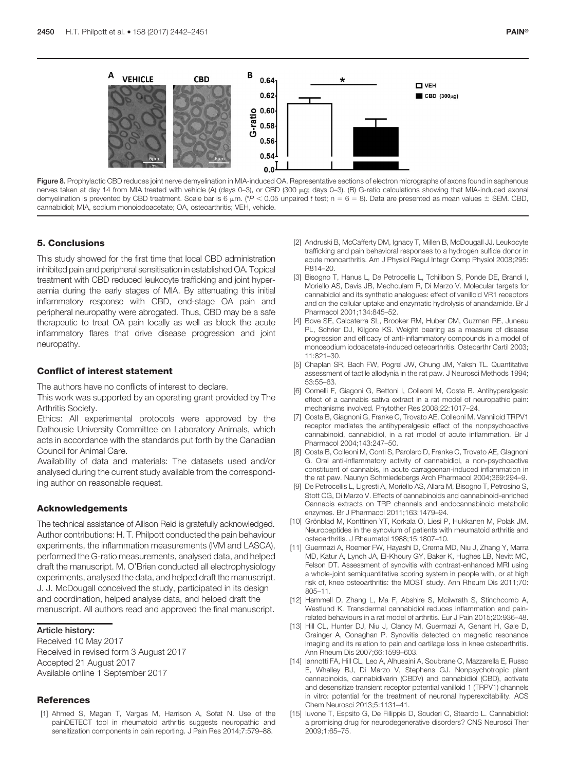Figure 8. Prophylactic CBD reduces joint nerve demyelination in MIA-induced OA. Representative sections of electron micrographs of axons found in saphenous nerves taken at day 14 from MIA treated with vehicle (A) (days 0–3), or CBD (300 μg; days 0–3). (B) G-ratio calculations showing that MIA-induced axonal demyelination is prevented by CBD treatment. Scale bar is 6 μm. (*$P < 0.05$ unpaired $t$ test; n = 6 = 8). Data are presented as mean values ± SEM. CBD, cannabidiol; MIA, sodium monoiodoacetate; OA, osteoarthritis; VEH, vehicle.

## 5. Conclusions

This study showed for the first time that local CBD administration inhibited pain and peripheral sensitisation in established OA. Topical treatment with CBD reduced leukocyte trafficking and joint hyperaemia during the early stages of MIA. By attenuating this initial inflammatory response with CBD, end-stage OA pain and peripheral neuropathy were abrogated. Thus, CBD may be a safe therapeutic to treat OA pain locally as well as block the acute inflammatory flares that drive disease progression and joint neuropathy.

### Conflict of interest statement

The authors have no conflicts of interest to declare.

This work was supported by an operating grant provided by The Arthritis Society.

Ethics: All experimental protocols were approved by the Dalhousie University Committee on Laboratory Animals, which acts in accordance with the standards put forth by the Canadian Council for Animal Care.

Availability of data and materials: The datasets used and/or analysed during the current study available from the corresponding author on reasonable request.

### Acknowledgements

The technical assistance of Allison Reid is gratefully acknowledged. Author contributions: H. T. Philpott conducted the pain behaviour experiments, the inflammation measurements (IVM and LASCA), performed the G-ratio measurements, analysed data, and helped draft the manuscript. M. O'Brien conducted all electrophysiology experiments, analysed the data, and helped draft the manuscript. J. J. McDougall conceived the study, participated in its design and coordination, helped analyse data, and helped draft the manuscript. All authors read and approved the final manuscript.

#### Article history:

Received 10 May 2017
Received in revised form 3 August 2017
Accepted 21 August 2017
Available online 1 September 2017

### References

[1] Ahmed S, Magan T, Vargas M, Harrison A, Sofat N. Use of the painDETECT tool in rheumatoid arthritis suggests neuropathic and sensitization components in pain reporting. J Pain Res 2014;7:579–88.

[2] Andruski B, McCafferty DM, Ignacy T, Millen B, McDougall JJ. Leukocyte trafficking and pain behavioral responses to a hydrogen sulfide donor in acute monoarthritis. Am J Physiol Regul Integr Comp Physiol 2008;295: R814–20.

[3] Bisogno T, Hanus L, De Petrocellis L, Tchilibon S, Ponde DE, Brandi I, Moriello AS, Davis JB, Mechoulam R, Di Marzo V. Molecular targets for cannabidiol and its synthetic analogues: effect of vanilloid VR1 receptors and on the cellular uptake and enzymatic hydrolysis of anandamide. Br J Pharmacol 2001;134:845–52.

[4] Bove SE, Calcaterra SL, Brooker RM, Huber CM, Guzman RE, Juneau PL, Schrier DJ, Kilgore KS. Weight bearing as a measure of disease progression and efficacy of anti-inflammatory compounds in a model of monosodium iodoacetate-induced osteoarthritis. Osteoarthr Cartil 2003; 11:821–30.

[5] Chaplan SR, Bach FW, Pogrel JW, Chung JM, Yaksh TL. Quantitative assessment of tactile allodynia in the rat paw. J Neurosci Methods 1994; 53:55–63.

[6] Comelli F, Giagoni G, Bettoni I, Colleoni M, Costa B. Antihyperalgesic effect of a cannabis sativa extract in a rat model of neuropathic pain: mechanisms involved. Phytother Res 2008;22:1017–24.

[7] Costa B, Giagnoni G, Franke C, Trovato AE, Colleoni M. Vanniloid TRPV1 receptor mediates the antihyperalgesic effect of the nonpsychoactive cannabinoid, cannabidiol, in a rat model of acute inflammation. Br J Pharmacol 2004;143:247–50.

[8] Costa B, Colleoni M, Conti S, Parolaro D, Franke C, Trovato AE, Glagnoni G. Oral anti-inflammatory activity of cannabidiol, a non-psychoactive constituent of cannabis, in acute carrageenan-induced inflammation in the rat paw. Naunyn Schmiedebergs Arch Pharmacol 2004;369:294–9.

[9] De Petrocellis L, Ligresti A, Moriello AS, Allara M, Bisogno T, Petrosino S, Stott CG, Di Marzo V. Effects of cannabinoids and cannabinoid-enriched Cannabis extracts on TRP channels and endocannabinoid metabolic enzymes. Br J Pharmacol 2011;163:1479–94.

[10] Grönblad M, Konttinen YT, Korkala O, Liesi P, Hukkanen M, Polak JM. Neuropeptides in the synovium of patients with rheumatoid arthritis and osteoarthritis. J Rheumatol 1988;15:1807–10.

[11] Guermazi A, Roemer FW, Hayashi D, Crema MD, Niu J, Zhang Y, Marra MD, Katur A, Lynch JA, El-Khoury GY, Baker K, Hughes LB, Nevitt MC, Felson DT. Assessment of synovitis with contrast-enhanced MRI using a whole-joint semiquantitative scoring system in people with, or at high risk of, knee osteoarthritis: the MOST study. Ann Rheum Dis 2011;70: 805–11.

[12] Hammell D, Zhang L, Ma F, Abshire S, Mcilwrath S, Stinchcomb A, Westlund K. Transdermal cannabidiol reduces inflammation and pain-related behaviours in a rat model of arthritis. Eur J Pain 2015;20:936–48.

[13] Hill CL, Hunter DJ, Niu J, Clancy M, Guermazi A, Genant H, Gale D, Grainger A, Conaghan P. Synovitis detected on magnetic resonance imaging and its relation to pain and cartilage loss in knee osteoarthritis. Ann Rheum Dis 2007;66:1599–603.

[14] Iannotti FA, Hill CL, Leo A, Alhusaini A, Soubrane C, Mazzarella E, Russo E, Whalley BJ, Di Marzo V, Stephens GJ. Nonpsychotropic plant cannabinoids, cannabidivarin (CBDV) and cannabidiol (CBD), activate and desensitize transient receptor potential vanilloid 1 (TRPV1) channels in vitro: potential for the treatment of neuronal hyperexcitability. ACS Chem Neurosci 2013;5:1131–41.

[15] Iuvone T, Espsito G, De Fillippis D, Scuderi C, Steardo L. Cannabidiol: a promising drug for neurodegenerative disorders? CNS Neurosci Ther 2009;1:65–75.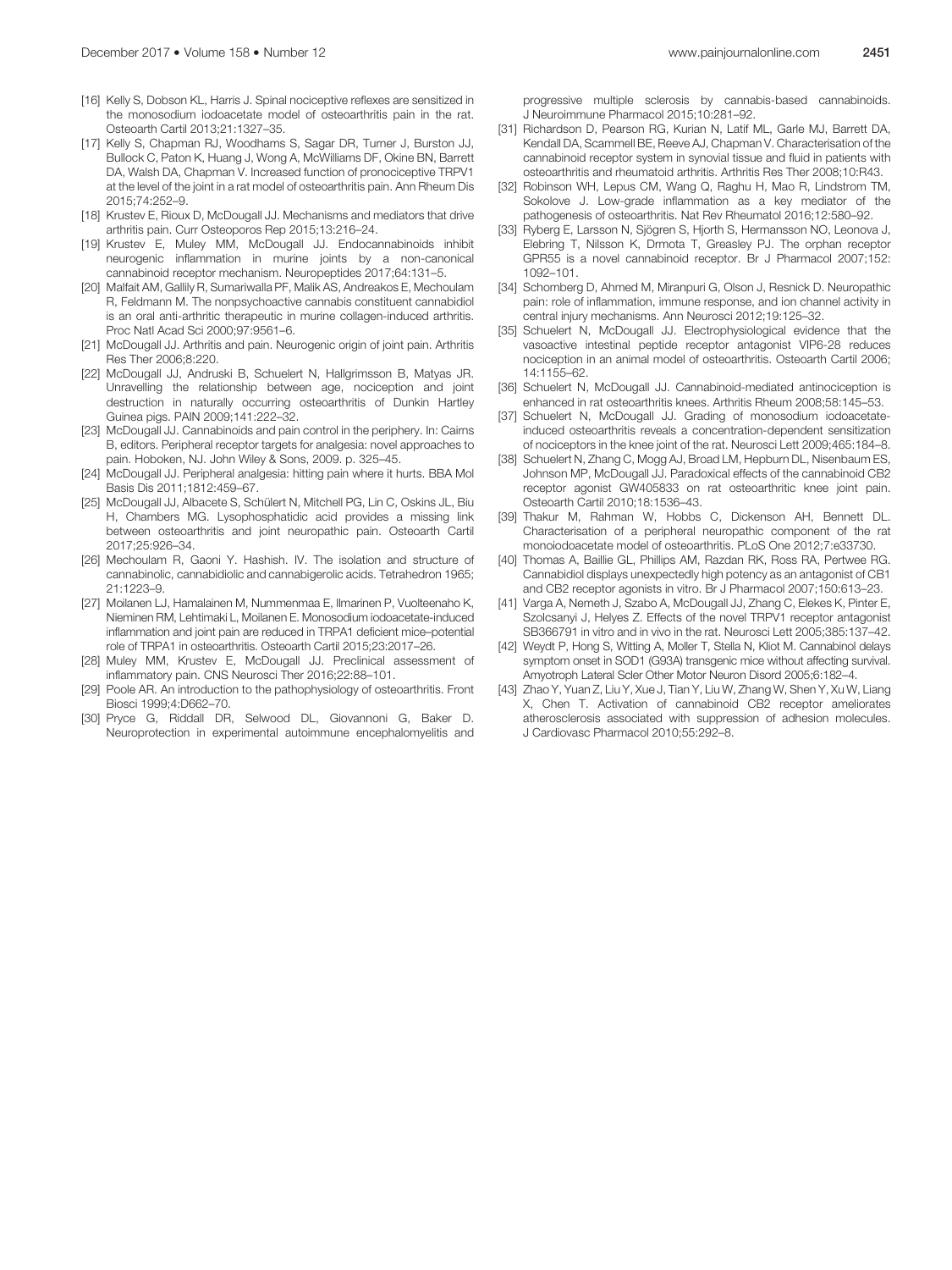[16] Kelly S, Dobson KL, Harris J. Spinal nociceptive reflexes are sensitized in the monosodium iodoacetate model of osteoarthritis pain in the rat. Osteoarth Cartil 2013;21:1327–35.

[17] Kelly S, Chapman RJ, Woodhams S, Sagar DR, Turner J, Burston JJ, Bullock C, Paton K, Huang J, Wong A, McWilliams DF, Okine BN, Barrett DA, Walsh DA, Chapman V. Increased function of pronociceptive TRPV1 at the level of the joint in a rat model of osteoarthritis pain. Ann Rheum Dis 2015;74:252–9.

[18] Krustev E, Rioux D, McDougall JJ. Mechanisms and mediators that drive arthritis pain. Curr Osteoporos Rep 2015;13:216–24.

[19] Krustev E, Muley MM, McDougall JJ. Endocannabinoids inhibit neurogenic inflammation in murine joints by a non-canonical cannabinoid receptor mechanism. Neuropeptides 2017;64:131–5.

[20] Malfait AM, Gallily R, Sumariwalla PF, Malik AS, Andreakos E, Mechoulam R, Feldmann M. The nonpsychoactive cannabis constituent cannabidiol is an oral anti-arthritic therapeutic in murine collagen-induced arthritis. Proc Natl Acad Sci 2000;97:9561–6.

[21] McDougall JJ. Arthritis and pain. Neurogenic origin of joint pain. Arthritis Res Ther 2006;8:220.

[22] McDougall JJ, Andruski B, Schuelert N, Hallgrimsson B, Matyas JR. Unravelling the relationship between age, nociception and joint destruction in naturally occurring osteoarthritis of Dunkin Hartley Guinea pigs. PAIN 2009;141:222–32.

[23] McDougall JJ. Cannabinoids and pain control in the periphery. In: Cairns B, editors. Peripheral receptor targets for analgesia: novel approaches to pain. Hoboken, NJ. John Wiley & Sons, 2009. p. 325–45.

[24] McDougall JJ. Peripheral analgesia: hitting pain where it hurts. BBA Mol Basis Dis 2011;1812:459–67.

[25] McDougall JJ, Albacete S, Schülert N, Mitchell PG, Lin C, Oskins JL, Biu H, Chambers MG. Lysophosphatidic acid provides a missing link between osteoarthritis and joint neuropathic pain. Osteoarth Cartil 2017;25:926–34.

[26] Mechoulam R, Gaoni Y. Hashish. IV. The isolation and structure of cannabinolic, cannabidiolic and cannabigerolic acids. Tetrahedron 1965; 21:1223–9.

[27] Moilanen LJ, Hamalainen M, Nummenmaa E, Ilmarinen P, Vuolteenaho K, Nieminen RM, Lehtimaki L, Moilanen E. Monosodium iodoacetate-induced inflammation and joint pain are reduced in TRPA1 deficient mice–potential role of TRPA1 in osteoarthritis. Osteoarth Cartil 2015;23:2017–26.

[28] Muley MM, Krustev E, McDougall JJ. Preclinical assessment of inflammatory pain. CNS Neurosci Ther 2016;22:88–101.

[29] Poole AR. An introduction to the pathophysiology of osteoarthritis. Front Biosci 1999;4:D662–70.

[30] Pryce G, Riddall DR, Selwood DL, Giovannoni G, Baker D. Neuroprotection in experimental autoimmune encephalomyelitis and progressive multiple sclerosis by cannabis-based cannabinoids. J Neuroimmune Pharmacol 2015;10:281–92.

[31] Richardson D, Pearson RG, Kurian N, Latif ML, Garle MJ, Barrett DA, Kendall DA, Scammell BE, Reeve AJ, Chapman V. Characterisation of the cannabinoid receptor system in synovial tissue and fluid in patients with osteoarthritis and rheumatoid arthritis. Arthritis Res Ther 2008;10:R43.

[32] Robinson WH, Lepus CM, Wang Q, Raghu H, Mao R, Lindstrom TM, Sokolove J. Low-grade inflammation as a key mediator of the pathogenesis of osteoarthritis. Nat Rev Rheumatol 2016;12:580–92.

[33] Ryberg E, Larsson N, Sjögren S, Hjorth S, Hermansson NO, Leonova J, Elebring T, Nilsson K, Drmota T, Greasley PJ. The orphan receptor GPR55 is a novel cannabinoid receptor. Br J Pharmacol 2007;152: 1092–101.

[34] Schomberg D, Ahmed M, Miranpuri G, Olson J, Resnick D. Neuropathic pain: role of inflammation, immune response, and ion channel activity in central injury mechanisms. Ann Neurosci 2012;19:125–32.

[35] Schuelert N, McDougall JJ. Electrophysiological evidence that the vasoactive intestinal peptide receptor antagonist VIP6-28 reduces nociception in an animal model of osteoarthritis. Osteoarth Cartil 2006; 14:1155–62.

[36] Schuelert N, McDougall JJ. Cannabinoid-mediated antinociception is enhanced in rat osteoarthritis knees. Arthritis Rheum 2008;58:145–53.

[37] Schuelert N, McDougall JJ. Grading of monosodium iodoacetate-induced osteoarthritis reveals a concentration-dependent sensitization of nociceptors in the knee joint of the rat. Neurosci Lett 2009;465:184–8.

[38] Schuelert N, Zhang C, Mogg AJ, Broad LM, Hepburn DL, Nisenbaum ES, Johnson MP, McDougall JJ. Paradoxical effects of the cannabinoid CB2 receptor agonist GW405833 on rat osteoarthritic knee joint pain. Osteoarth Cartil 2010;18:1536–43.

[39] Thakur M, Rahman W, Hobbs C, Dickenson AH, Bennett DL. Characterisation of a peripheral neuropathic component of the rat monoiodoacetate model of osteoarthritis. PLoS One 2012;7:e33730.

[40] Thomas A, Baillie GL, Phillips AM, Razdan RK, Ross RA, Pertwee RG. Cannabidiol displays unexpectedly high potency as an antagonist of CB1 and CB2 receptor agonists in vitro. Br J Pharmacol 2007;150:613–23.

[41] Varga A, Nemeth J, Szabo A, McDougall JJ, Zhang C, Elekes K, Pinter E, Szolcsanyi J, Helyes Z. Effects of the novel TRPV1 receptor antagonist SB366791 in vitro and in vivo in the rat. Neurosci Lett 2005;385:137–42.

[42] Weydt P, Hong S, Witting A, Moller T, Stella N, Kliot M. Cannabinol delays symptom onset in SOD1 (G93A) transgenic mice without affecting survival. Amyotroph Lateral Scler Other Motor Neuron Disord 2005;6:182–4.

[43] Zhao Y, Yuan Z, Liu Y, Xue J, Tian Y, Liu W, Zhang W, Shen Y, Xu W, Liang X, Chen T. Activation of cannabinoid CB2 receptor ameliorates atherosclerosis associated with suppression of adhesion molecules. J Cardiovasc Pharmacol 2010;55:292–8.